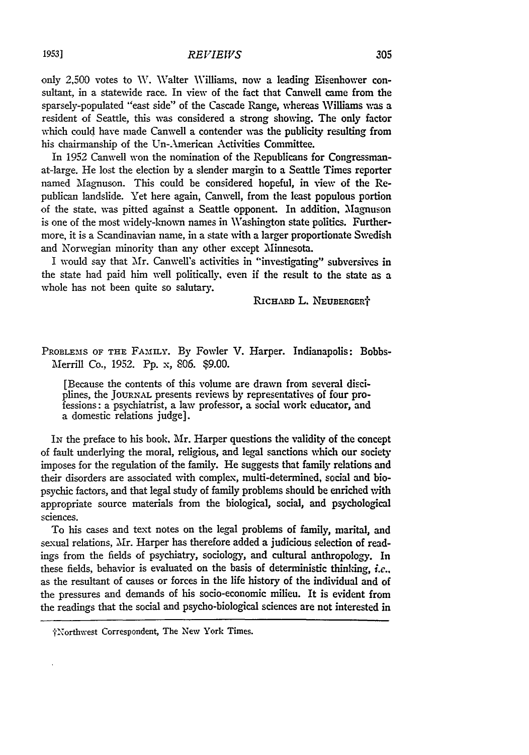only 2,500 votes to W. Walter Williams, now a leading Eisenhower consultant, in a statewide race. In view of the fact that Canwell came from the sparsely-populated "east side" of the Cascade Range, whereas Williams was a resident of Seattle, this was considered a strong showing. The only factor which could have made Canwell a contender was the publicity resulting from his chairmanship of the Un-American Activities Committee.

In 1952 Canwell won the nomination of the Republicans for Congressman-at-large. He lost the election by a slender margin to a Seattle Times reporter named Magnuson. This could be considered hopeful, in view of the Republican landslide. Yet here again, Canwell, from the least populous portion of the state, was pitted against a Seattle opponent. In addition, Magnuson is one of the most widely-known names in Washington state politics. Furthermore, it is a Scandinavian name, in a state with a larger proportionate Swedish and Norwegian minority than any other except Minnesota.

I would say that Mr. Canwell's activities in "investigating" subversives in the state had paid him well politically, even if the result to the state as a whole has not been quite so salutary.

RICHARD L. NEUBERGER†

PROBLEMS OF THE FAMILY. By Fowler V. Harper. Indianapolis: Bobbs-Merrill Co., 1952. Pp. x, 806. $9.00.

[Because the contents of this volume are drawn from several disciplines, the JOURNAL presents reviews by representatives of four professions: a psychiatrist, a law professor, a social work educator, and a domestic relations judge].

IN the preface to his book, Mr. Harper questions the validity of the concept of fault underlying the moral, religious, and legal sanctions which our society imposes for the regulation of the family. He suggests that family relations and their disorders are associated with complex, multi-determined, social and bio-psychic factors, and that legal study of family problems should be enriched with appropriate source materials from the biological, social, and psychological sciences.

To his cases and text notes on the legal problems of family, marital, and sexual relations, Mr. Harper has therefore added a judicious selection of readings from the fields of psychiatry, sociology, and cultural anthropology. In these fields, behavior is evaluated on the basis of deterministic thinking, *i.e.*, as the resultant of causes or forces in the life history of the individual and of the pressures and demands of his socio-economic milieu. It is evident from the readings that the social and psycho-biological sciences are not interested in

†Northwest Correspondent, The New York Times.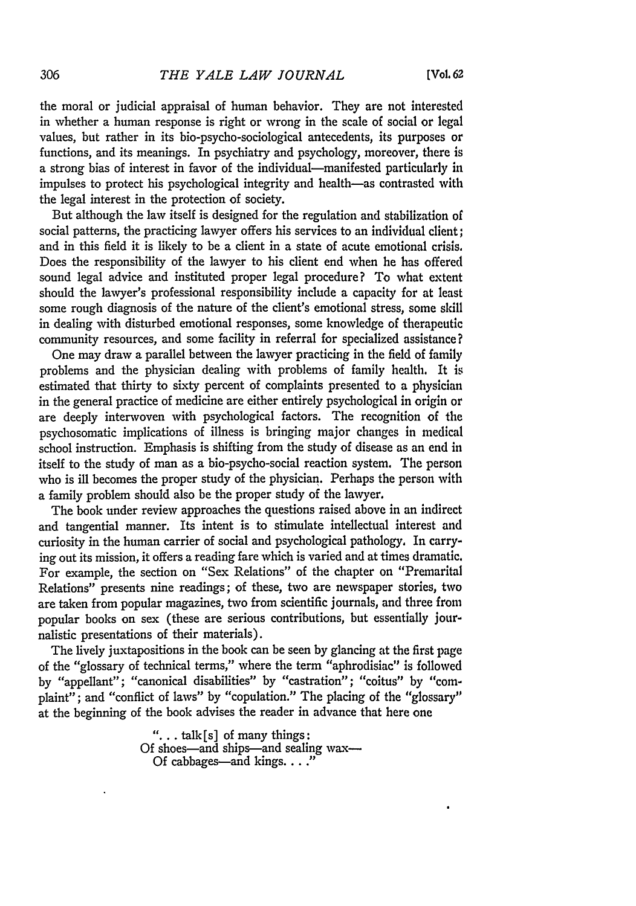the moral or judicial appraisal of human behavior. They are not interested in whether a human response is right or wrong in the scale of social or legal values, but rather in its bio-psycho-sociological antecedents, its purposes or functions, and its meanings. In psychiatry and psychology, moreover, there is a strong bias of interest in favor of the individual—manifested particularly in impulses to protect his psychological integrity and health—as contrasted with the legal interest in the protection of society.

But although the law itself is designed for the regulation and stabilization of social patterns, the practicing lawyer offers his services to an individual client; and in this field it is likely to be a client in a state of acute emotional crisis. Does the responsibility of the lawyer to his client end when he has offered sound legal advice and instituted proper legal procedure? To what extent should the lawyer's professional responsibility include a capacity for at least some rough diagnosis of the nature of the client's emotional stress, some skill in dealing with disturbed emotional responses, some knowledge of therapeutic community resources, and some facility in referral for specialized assistance?

One may draw a parallel between the lawyer practicing in the field of family problems and the physician dealing with problems of family health. It is estimated that thirty to sixty percent of complaints presented to a physician in the general practice of medicine are either entirely psychological in origin or are deeply interwoven with psychological factors. The recognition of the psychosomatic implications of illness is bringing major changes in medical school instruction. Emphasis is shifting from the study of disease as an end in itself to the study of man as a bio-psycho-social reaction system. The person who is ill becomes the proper study of the physician. Perhaps the person with a family problem should also be the proper study of the lawyer.

The book under review approaches the questions raised above in an indirect and tangential manner. Its intent is to stimulate intellectual interest and curiosity in the human carrier of social and psychological pathology. In carrying out its mission, it offers a reading fare which is varied and at times dramatic. For example, the section on "Sex Relations" of the chapter on "Premarital Relations" presents nine readings; of these, two are newspaper stories, two are taken from popular magazines, two from scientific journals, and three from popular books on sex (these are serious contributions, but essentially journalistic presentations of their materials).

The lively juxtapositions in the book can be seen by glancing at the first page of the "glossary of technical terms," where the term "aphrodisiac" is followed by "appellant"; "canonical disabilities" by "castration"; "coitus" by "complaint"; and "conflict of laws" by "copulation." The placing of the "glossary" at the beginning of the book advises the reader in advance that here one

> ". . . talk[s] of many things:
> Of shoes—and ships—and sealing wax—
> Of cabbages—and kings. . . ."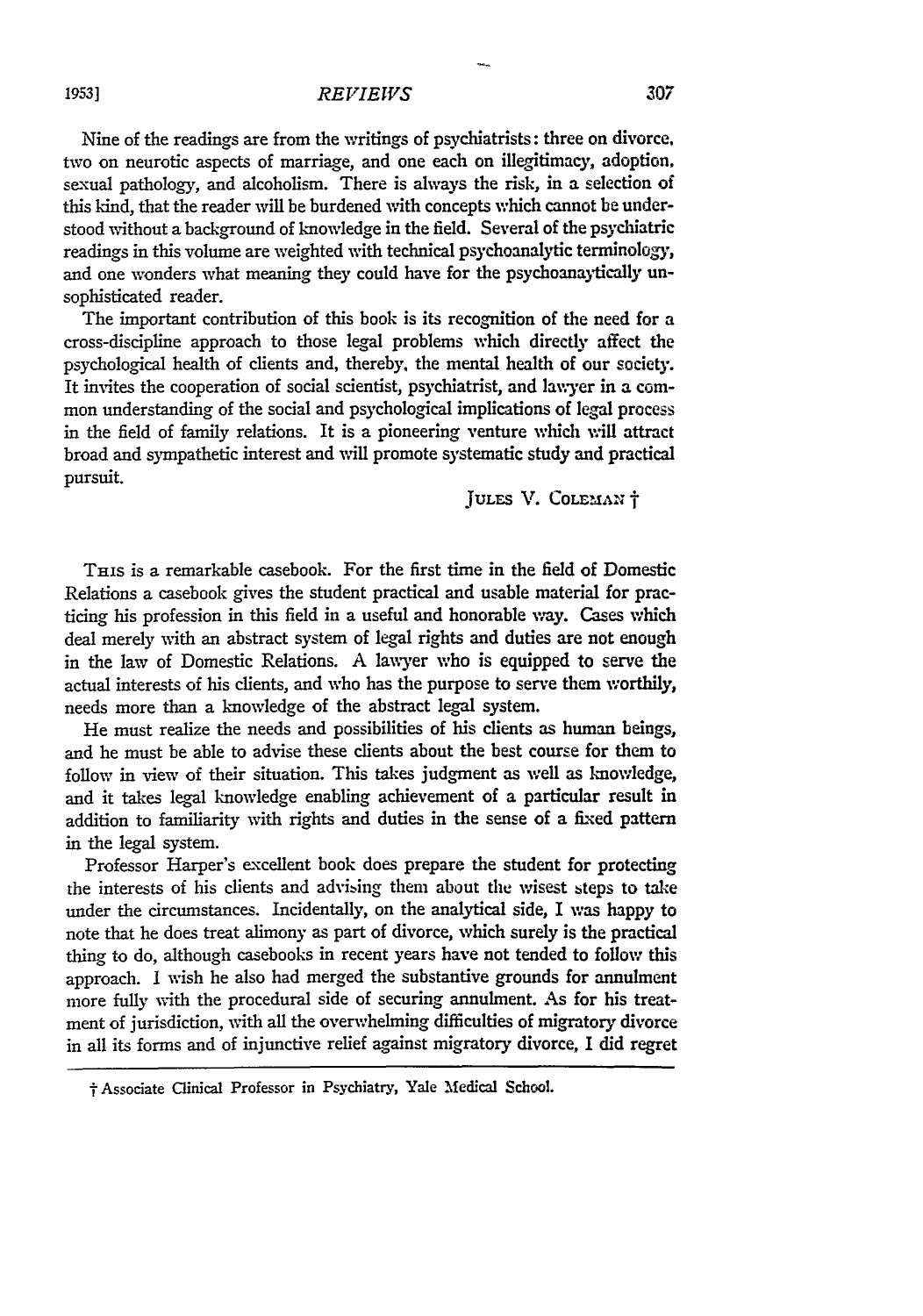Nine of the readings are from the writings of psychiatrists: three on divorce, two on neurotic aspects of marriage, and one each on illegitimacy, adoption, sexual pathology, and alcoholism. There is always the risk, in a selection of this kind, that the reader will be burdened with concepts which cannot be understood without a background of knowledge in the field. Several of the psychiatric readings in this volume are weighted with technical psychoanalytic terminology, and one wonders what meaning they could have for the psychoanaytically unsophisticated reader.

The important contribution of this book is its recognition of the need for a cross-discipline approach to those legal problems which directly affect the psychological health of clients and, thereby, the mental health of our society. It invites the cooperation of social scientist, psychiatrist, and lawyer in a common understanding of the social and psychological implications of legal process in the field of family relations. It is a pioneering venture which will attract broad and sympathetic interest and will promote systematic study and practical pursuit.

JULES V. COLEMAN †

THIS is a remarkable casebook. For the first time in the field of Domestic Relations a casebook gives the student practical and usable material for practicing his profession in this field in a useful and honorable way. Cases which deal merely with an abstract system of legal rights and duties are not enough in the law of Domestic Relations. A lawyer who is equipped to serve the actual interests of his clients, and who has the purpose to serve them worthily, needs more than a knowledge of the abstract legal system.

He must realize the needs and possibilities of his clients as human beings, and he must be able to advise these clients about the best course for them to follow in view of their situation. This takes judgment as well as knowledge, and it takes legal knowledge enabling achievement of a particular result in addition to familiarity with rights and duties in the sense of a fixed pattern in the legal system.

Professor Harper's excellent book does prepare the student for protecting the interests of his clients and advising them about the wisest steps to take under the circumstances. Incidentally, on the analytical side, I was happy to note that he does treat alimony as part of divorce, which surely is the practical thing to do, although casebooks in recent years have not tended to follow this approach. I wish he also had merged the substantive grounds for annulment more fully with the procedural side of securing annulment. As for his treatment of jurisdiction, with all the overwhelming difficulties of migratory divorce in all its forms and of injunctive relief against migratory divorce, I did regret

† Associate Clinical Professor in Psychiatry, Yale Medical School.